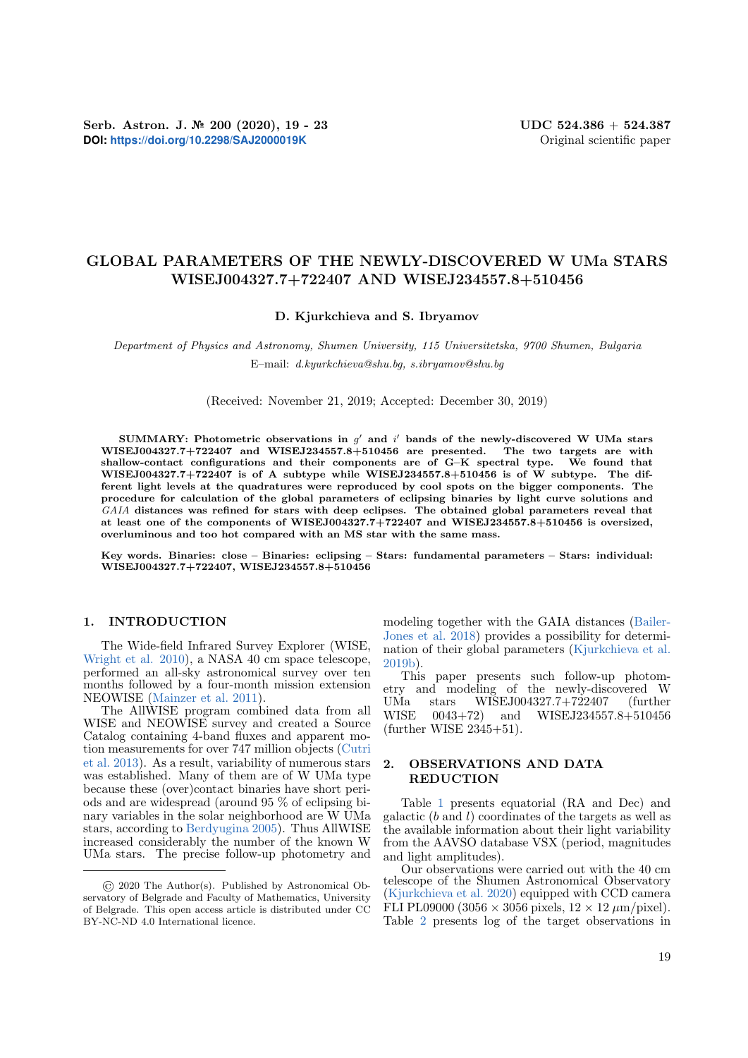# GLOBAL PARAMETERS OF THE NEWLY-DISCOVERED W UMa STARS WISEJ004327.7+722407 AND WISEJ234557.8+510456

**D. Kjurkchieva and S. Ibryamov**

*Department of Physics and Astronomy, Shumen University, 115 Universitetska, 9700 Shumen, Bulgaria*

E–mail: *d.kyurkchieva@shu.bg, s.ibryamov@shu.bg*

(Received: November 21, 2019; Accepted: December 30, 2019)

**SUMMARY: Photometric observations in $g'$ and $i'$ bands of the newly-discovered W UMa stars WISEJ004327.7+722407 and WISEJ234557.8+510456 are presented. The two targets are with shallow-contact configurations and their components are of G–K spectral type. We found that WISEJ004327.7+722407 is of A subtype while WISEJ234557.8+510456 is of W subtype. The different light levels at the quadratures were reproduced by cool spots on the bigger components. The procedure for calculation of the global parameters of eclipsing binaries by light curve solutions and *GAIA* distances was refined for stars with deep eclipses. The obtained global parameters reveal that at least one of the components of WISEJ004327.7+722407 and WISEJ234557.8+510456 is oversized, overluminous and too hot compared with an MS star with the same mass.**

**Key words. Binaries: close – Binaries: eclipsing – Stars: fundamental parameters – Stars: individual: WISEJ004327.7+722407, WISEJ234557.8+510456**

## 1. INTRODUCTION

The Wide-field Infrared Survey Explorer (WISE, Wright et al. 2010), a NASA 40 cm space telescope, performed an all-sky astronomical survey over ten months followed by a four-month mission extension NEOWISE (Mainzer et al. 2011).

The AllWISE program combined data from all WISE and NEOWISE survey and created a Source Catalog containing 4-band fluxes and apparent motion measurements for over 747 million objects (Cutri et al. 2013). As a result, variability of numerous stars was established. Many of them are of W UMa type because these (over)contact binaries have short periods and are widespread (around 95 % of eclipsing binary variables in the solar neighborhood are W UMa stars, according to Berdyugina 2005). Thus AllWISE increased considerably the number of the known W UMa stars. The precise follow-up photometry and modeling together with the GAIA distances (Bailer-Jones et al. 2018) provides a possibility for determination of their global parameters (Kjurkchieva et al. 2019b).

This paper presents such follow-up photometry and modeling of the newly-discovered W UMa stars WISEJ004327.7+722407 (further WISE 0043+72) and WISEJ234557.8+510456 (further WISE 2345+51).

© 2020 The Author(s). Published by Astronomical Observatory of Belgrade and Faculty of Mathematics, University of Belgrade. This open access article is distributed under CC BY-NC-ND 4.0 International licence.

## 2. OBSERVATIONS AND DATA REDUCTION

Table 1 presents equatorial (RA and Dec) and galactic ($b$ and $l$) coordinates of the targets as well as the available information about their light variability from the AAVSO database VSX (period, magnitudes and light amplitudes).

Our observations were carried out with the 40 cm telescope of the Shumen Astronomical Observatory (Kjurkchieva et al. 2020) equipped with CCD camera FLI PL09000 (3056 × 3056 pixels, 12 × 12 $\mu$m/pixel). Table 2 presents log of the target observations in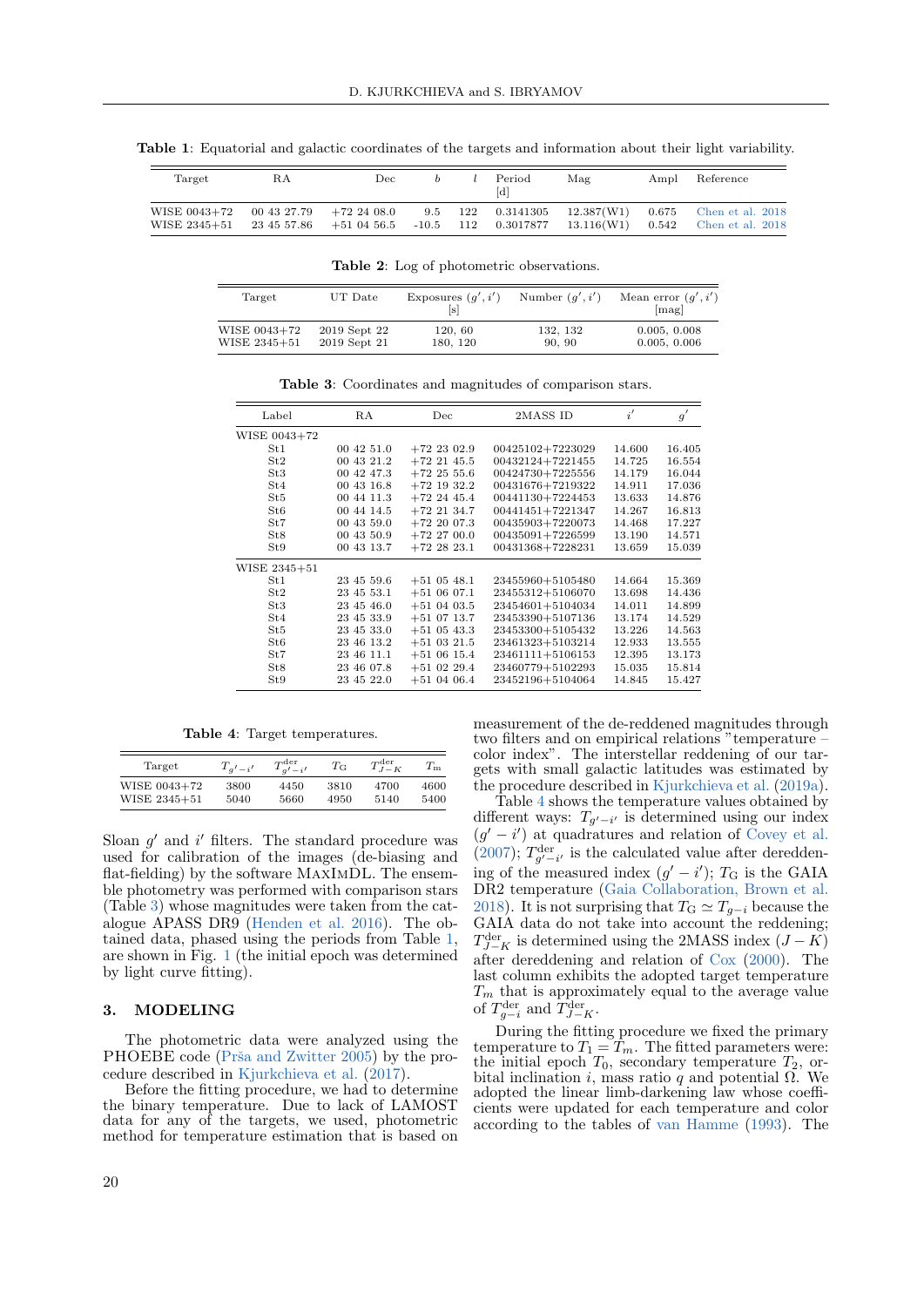**Table 1**: Equatorial and galactic coordinates of the targets and information about their light variability.

| Target | RA | Dec | $b$ | $l$ | Period [d] | Mag | Ampl | Reference |
|---|---|---|---|---|---|---|---|---|
| WISE 0043+72 | 00 43 27.79 | +72 24 08.0 | 9.5 | 122 | 0.3141305 | 12.387(W1) | 0.675 | Chen et al. 2018 |
| WISE 2345+51 | 23 45 57.86 | +51 04 56.5 | -10.5 | 112 | 0.3017877 | 13.116(W1) | 0.542 | Chen et al. 2018 |

**Table 2**: Log of photometric observations.

| Target | UT Date | Exposures $(g', i')$ [s] | Number $(g', i')$ | Mean error $(g', i')$ [mag] |
|---|---|---|---|---|
| WISE 0043+72 | 2019 Sept 22 | 120, 60 | 132, 132 | 0.005, 0.008 |
| WISE 2345+51 | 2019 Sept 21 | 180, 120 | 90, 90 | 0.005, 0.006 |

**Table 3**: Coordinates and magnitudes of comparison stars.

| Label | RA | Dec | 2MASS ID | $i'$ | $g'$ |
|---|---|---|---|---|---|
| WISE 0043+72 | | | | | |
| St1 | 00 42 51.0 | +72 23 02.9 | 00425102+7223029 | 14.600 | 16.405 |
| St2 | 00 43 21.2 | +72 21 45.5 | 00432124+7221455 | 14.725 | 16.554 |
| St3 | 00 42 47.3 | +72 25 55.6 | 00424730+7225556 | 14.179 | 16.044 |
| St4 | 00 43 16.8 | +72 19 32.2 | 00431676+7219322 | 14.911 | 17.036 |
| St5 | 00 44 11.3 | +72 24 45.4 | 00441130+7224453 | 13.633 | 14.876 |
| St6 | 00 44 14.5 | +72 21 34.7 | 00441451+7221347 | 14.267 | 16.813 |
| St7 | 00 43 59.0 | +72 20 07.3 | 00435903+7220073 | 14.468 | 17.227 |
| St8 | 00 43 50.9 | +72 27 00.0 | 00435091+7226599 | 13.190 | 14.571 |
| St9 | 00 43 13.7 | +72 28 23.1 | 00431368+7228231 | 13.659 | 15.039 |
| WISE 2345+51 | | | | | |
| St1 | 23 45 59.6 | +51 05 48.1 | 23455960+5105480 | 14.664 | 15.369 |
| St2 | 23 45 53.1 | +51 06 07.1 | 23455312+5106070 | 13.698 | 14.436 |
| St3 | 23 45 46.0 | +51 04 03.5 | 23454601+5104034 | 14.011 | 14.899 |
| St4 | 23 45 33.9 | +51 07 13.7 | 23453390+5107136 | 13.174 | 14.529 |
| St5 | 23 45 33.0 | +51 05 43.3 | 23453300+5105432 | 13.226 | 14.563 |
| St6 | 23 46 13.2 | +51 03 21.5 | 23461323+5103214 | 12.933 | 13.555 |
| St7 | 23 46 11.1 | +51 06 15.4 | 23461111+5106153 | 12.395 | 13.173 |
| St8 | 23 46 07.8 | +51 02 29.4 | 23460779+5102293 | 15.035 | 15.814 |
| St9 | 23 45 22.0 | +51 04 06.4 | 23452196+5104064 | 14.845 | 15.427 |

**Table 4**: Target temperatures.

| Target | $T_{g'-i'}$ | $T^{\rm der}_{g'-i'}$ | $T_{\rm G}$ | $T^{\rm der}_{J-K}$ | $T_{\rm m}$ |
|---|---|---|---|---|---|
| WISE 0043+72 | 3800 | 4450 | 3810 | 4700 | 4600 |
| WISE 2345+51 | 5040 | 5660 | 4950 | 5140 | 5400 |

Sloan $g'$ and $i'$ filters. The standard procedure was used for calibration of the images (de-biasing and flat-fielding) by the software MaxImDL. The ensemble photometry was performed with comparison stars (Table 3) whose magnitudes were taken from the catalogue APASS DR9 (Henden et al. 2016). The obtained data, phased using the periods from Table 1, are shown in Fig. 1 (the initial epoch was determined by light curve fitting).

## 3. MODELING

The photometric data were analyzed using the PHOEBE code (Prša and Zwitter 2005) by the procedure described in Kjurkchieva et al. (2017).

Before the fitting procedure, we had to determine the binary temperature. Due to lack of LAMOST data for any of the targets, we used, photometric method for temperature estimation that is based on measurement of the de-reddened magnitudes through two filters and on empirical relations "temperature – color index". The interstellar reddening of our targets with small galactic latitudes was estimated by the procedure described in Kjurkchieva et al. (2019a).

Table 4 shows the temperature values obtained by different ways: $T_{g'-i'}$ is determined using our index $(g' - i')$ at quadratures and relation of Covey et al. (2007); $T^{\rm der}_{g'-i'}$ is the calculated value after dereddening of the measured index $(g' - i')$; $T_{\rm G}$ is the GAIA DR2 temperature (Gaia Collaboration, Brown et al. 2018). It is not surprising that $T_{\rm G} \simeq T_{g-i}$ because the GAIA data do not take into account the reddening; $T^{\rm der}_{J-K}$ is determined using the 2MASS index $(J - K)$ after dereddening and relation of Cox (2000). The last column exhibits the adopted target temperature $T_m$ that is approximately equal to the average value of $T^{\rm der}_{g-i}$ and $T^{\rm der}_{J-K}$.

During the fitting procedure we fixed the primary temperature to $T_1 = T_m$. The fitted parameters were: the initial epoch $T_0$, secondary temperature $T_2$, orbital inclination $i$, mass ratio $q$ and potential $\Omega$. We adopted the linear limb-darkening law whose coefficients were updated for each temperature and color according to the tables of van Hamme (1993). The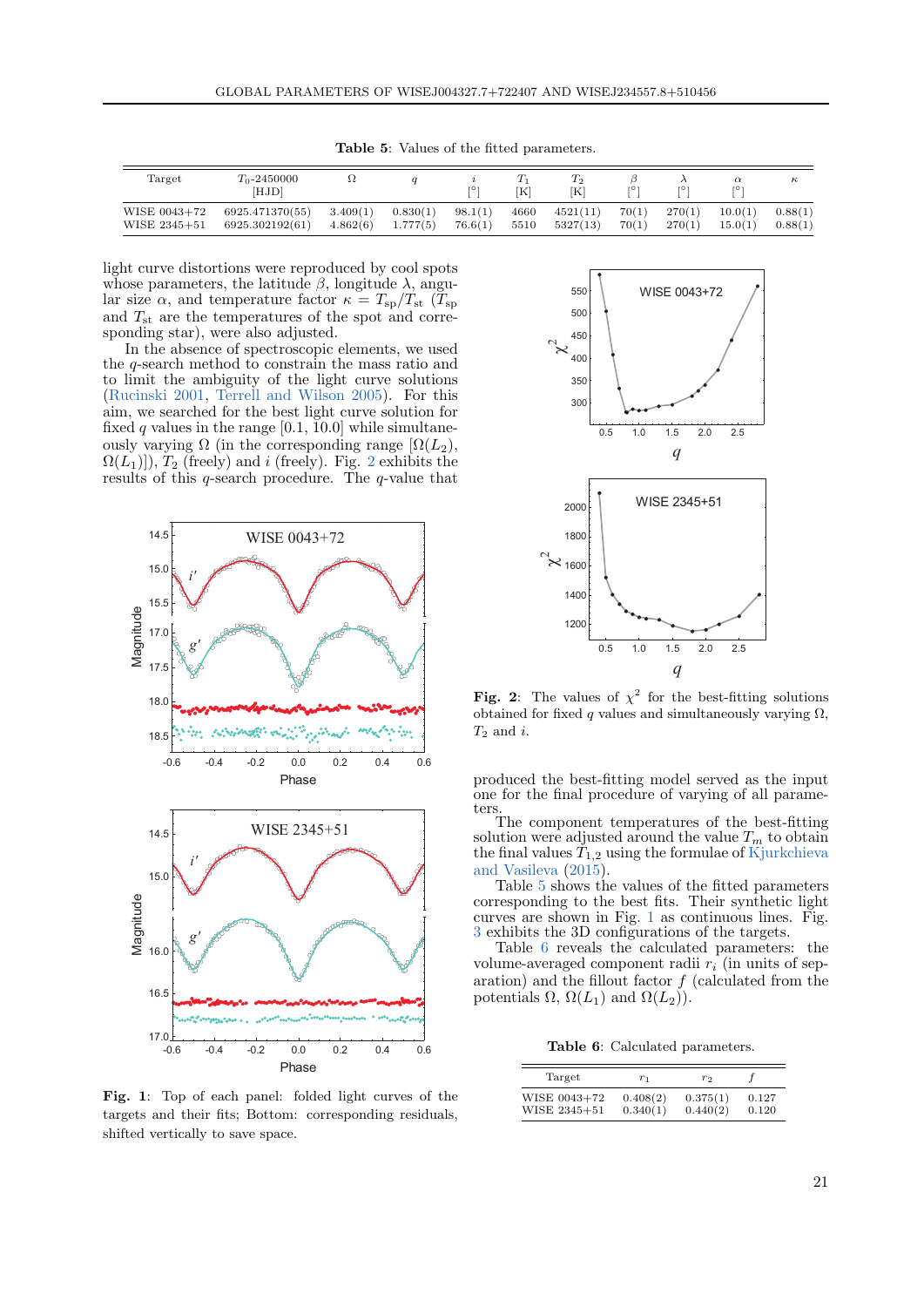**Table 5**: Values of the fitted parameters.

| Target | $T_0$-2450000 [HJD] | $\Omega$ | $q$ | $i$ [°] | $T_1$ [K] | $T_2$ [K] | $\beta$ [°] | $\lambda$ [°] | $\alpha$ [°] | $\kappa$ |
|---|---|---|---|---|---|---|---|---|---|---|
| WISE 0043+72 | 6925.471370(55) | 3.409(1) | 0.830(1) | 98.1(1) | 4660 | 4521(11) | 70(1) | 270(1) | 10.0(1) | 0.88(1) |
| WISE 2345+51 | 6925.302192(61) | 4.862(6) | 1.777(5) | 76.6(1) | 5510 | 5327(13) | 70(1) | 270(1) | 15.0(1) | 0.88(1) |

light curve distortions were reproduced by cool spots whose parameters, the latitude $\beta$, longitude $\lambda$, angular size $\alpha$, and temperature factor $\kappa = T_{\rm sp}/T_{\rm st}$ ($T_{\rm sp}$ and $T_{\rm st}$ are the temperatures of the spot and corresponding star), were also adjusted.

In the absence of spectroscopic elements, we used the $q$-search method to constrain the mass ratio and to limit the ambiguity of the light curve solutions (Rucinski 2001, Terrell and Wilson 2005). For this aim, we searched for the best light curve solution for fixed $q$ values in the range [0.1, 10.0] while simultaneously varying $\Omega$ (in the corresponding range [$\Omega(L_2)$, $\Omega(L_1)$]), $T_2$ (freely) and $i$ (freely). Fig. 2 exhibits the results of this $q$-search procedure. The $q$-value that produced the best-fitting model served as the input one for the final procedure of varying of all parameters.

**Fig. 1**: Top of each panel: folded light curves of the targets and their fits; Bottom: corresponding residuals, shifted vertically to save space.

**Fig. 2**: The values of $\chi^2$ for the best-fitting solutions obtained for fixed $q$ values and simultaneously varying $\Omega$, $T_2$ and $i$.

The component temperatures of the best-fitting solution were adjusted around the value $T_m$ to obtain the final values $T_{1,2}$ using the formulae of Kjurkchieva and Vasileva (2015).

Table 5 shows the values of the fitted parameters corresponding to the best fits. Their synthetic light curves are shown in Fig. 1 as continuous lines. Fig. 3 exhibits the 3D configurations of the targets.

Table 6 reveals the calculated parameters: the volume-averaged component radii $r_i$ (in units of separation) and the fillout factor $f$ (calculated from the potentials $\Omega$, $\Omega(L_1)$ and $\Omega(L_2)$).

**Table 6**: Calculated parameters.

| Target | $r_1$ | $r_2$ | $f$ |
|---|---|---|---|
| WISE 0043+72 | 0.408(2) | 0.375(1) | 0.127 |
| WISE 2345+51 | 0.340(1) | 0.440(2) | 0.120 |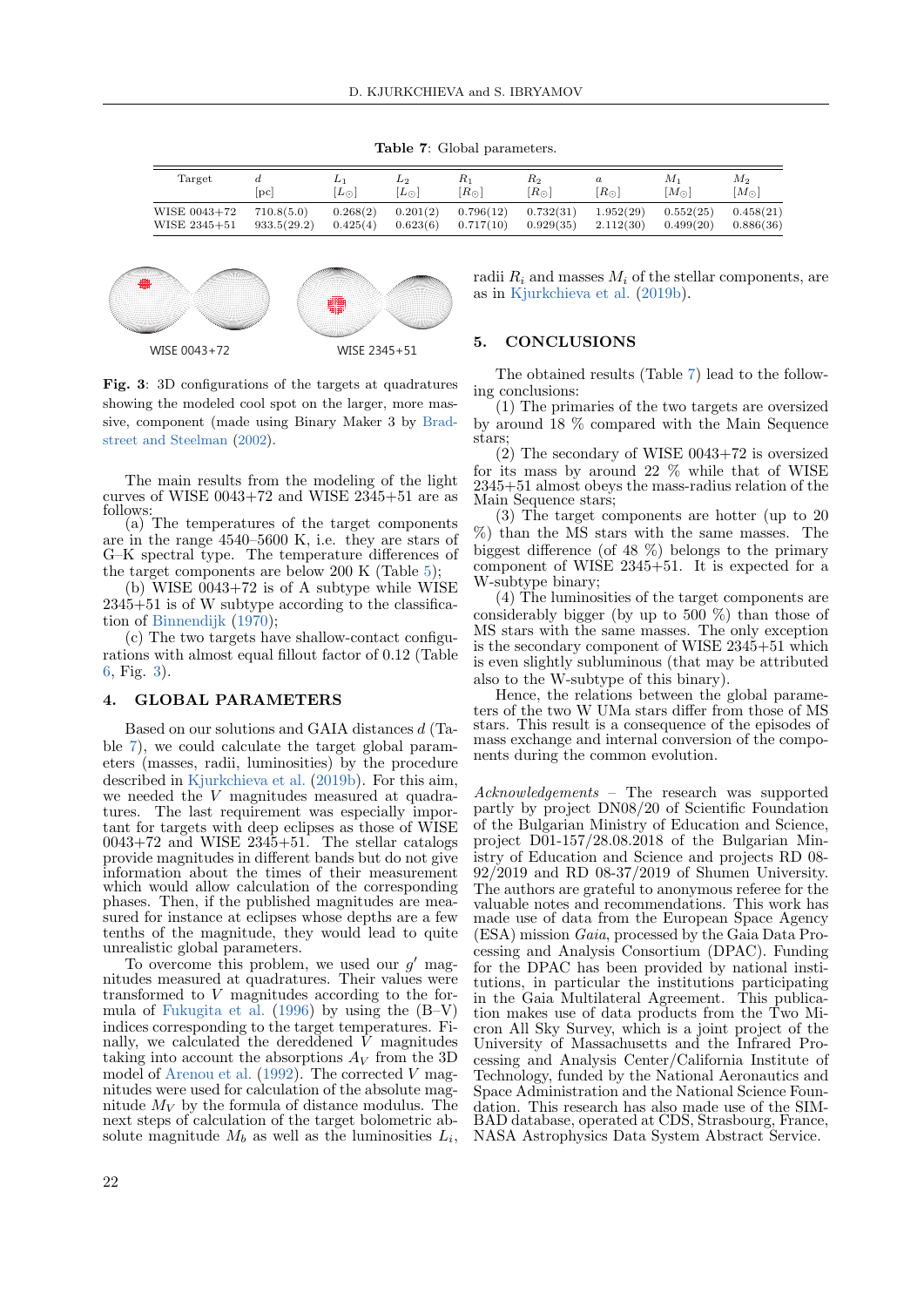**Table 7**: Global parameters.

| Target | $d$ [pc] | $L_1$ [$L_\odot$] | $L_2$ [$L_\odot$] | $R_1$ [$R_\odot$] | $R_2$ [$R_\odot$] | $a$ [$R_\odot$] | $M_1$ [$M_\odot$] | $M_2$ [$M_\odot$] |
|---|---|---|---|---|---|---|---|---|
| WISE 0043+72 | 710.8(5.0) | 0.268(2) | 0.201(2) | 0.796(12) | 0.732(31) | 1.952(29) | 0.552(25) | 0.458(21) |
| WISE 2345+51 | 933.5(29.2) | 0.425(4) | 0.623(6) | 0.717(10) | 0.929(35) | 2.112(30) | 0.499(20) | 0.886(36) |

WISE 0043+72 WISE 2345+51

**Fig. 3**: 3D configurations of the targets at quadratures showing the modeled cool spot on the larger, more massive, component (made using Binary Maker 3 by Bradstreet and Steelman (2002).

The main results from the modeling of the light curves of WISE 0043+72 and WISE 2345+51 are as follows:

(a) The temperatures of the target components are in the range 4540–5600 K, i.e. they are stars of G–K spectral type. The temperature differences of the target components are below 200 K (Table 5);

(b) WISE 0043+72 is of A subtype while WISE 2345+51 is of W subtype according to the classification of Binnendijk (1970);

(c) The two targets have shallow-contact configurations with almost equal fillout factor of 0.12 (Table 6, Fig. 3).

## 4. GLOBAL PARAMETERS

Based on our solutions and GAIA distances $d$ (Table 7), we could calculate the target global parameters (masses, radii, luminosities) by the procedure described in Kjurkchieva et al. (2019b). For this aim, we needed the $V$ magnitudes measured at quadratures. The last requirement was especially important for targets with deep eclipses as those of WISE 0043+72 and WISE 2345+51. The stellar catalogs provide magnitudes in different bands but do not give information about the times of their measurement which would allow calculation of the corresponding phases. Then, if the published magnitudes are measured for instance at eclipses whose depths are a few tenths of the magnitude, they would lead to quite unrealistic global parameters.

To overcome this problem, we used our $g'$ magnitudes measured at quadratures. Their values were transformed to $V$ magnitudes according to the formula of Fukugita et al. (1996) by using the (B–V) indices corresponding to the target temperatures. Finally, we calculated the dereddened $V$ magnitudes taking into account the absorptions $A_V$ from the 3D model of Arenou et al. (1992). The corrected $V$ magnitudes were used for calculation of the absolute magnitude $M_V$ by the formula of distance modulus. The next steps of calculation of the target bolometric absolute magnitude $M_b$ as well as the luminosities $L_i$, radii $R_i$ and masses $M_i$ of the stellar components, are as in Kjurkchieva et al. (2019b).

## 5. CONCLUSIONS

The obtained results (Table 7) lead to the following conclusions:

(1) The primaries of the two targets are oversized by around 18 % compared with the Main Sequence stars;

(2) The secondary of WISE 0043+72 is oversized for its mass by around 22 % while that of WISE 2345+51 almost obeys the mass-radius relation of the Main Sequence stars;

(3) The target components are hotter (up to 20 %) than the MS stars with the same masses. The biggest difference (of 48 %) belongs to the primary component of WISE 2345+51. It is expected for a W-subtype binary;

(4) The luminosities of the target components are considerably bigger (by up to 500 %) than those of MS stars with the same masses. The only exception is the secondary component of WISE 2345+51 which is even slightly subluminous (that may be attributed also to the W-subtype of this binary).

Hence, the relations between the global parameters of the two W UMa stars differ from those of MS stars. This result is a consequence of the episodes of mass exchange and internal conversion of the components during the common evolution.

*Acknowledgements* – The research was supported partly by project DN08/20 of Scientific Foundation of the Bulgarian Ministry of Education and Science, project D01-157/28.08.2018 of the Bulgarian Ministry of Education and Science and projects RD 08-92/2019 and RD 08-37/2019 of Shumen University. The authors are grateful to anonymous referee for the valuable notes and recommendations. This work has made use of data from the European Space Agency (ESA) mission *Gaia*, processed by the Gaia Data Processing and Analysis Consortium (DPAC). Funding for the DPAC has been provided by national institutions, in particular the institutions participating in the Gaia Multilateral Agreement. This publication makes use of data products from the Two Micron All Sky Survey, which is a joint project of the University of Massachusetts and the Infrared Processing and Analysis Center/California Institute of Technology, funded by the National Aeronautics and Space Administration and the National Science Foundation. This research has also made use of the SIMBAD database, operated at CDS, Strasbourg, France, NASA Astrophysics Data System Abstract Service.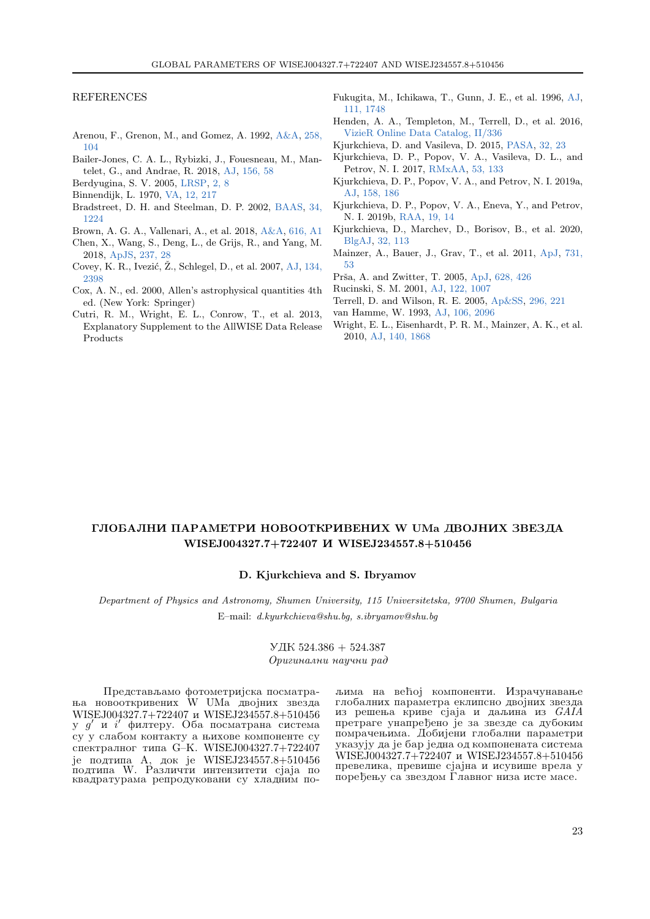## REFERENCES

Arenou, F., Grenon, M., and Gomez, A. 1992, A&A, 258, 104

Bailer-Jones, C. A. L., Rybizki, J., Fouesneau, M., Mantelet, G., and Andrae, R. 2018, AJ, 156, 58

Berdyugina, S. V. 2005, LRSP, 2, 8

Binnendijk, L. 1970, VA, 12, 217

Bradstreet, D. H. and Steelman, D. P. 2002, BAAS, 34, 1224

Brown, A. G. A., Vallenari, A., et al. 2018, A&A, 616, A1

Chen, X., Wang, S., Deng, L., de Grijs, R., and Yang, M. 2018, ApJS, 237, 28

Covey, K. R., Ivezić, Ž., Schlegel, D., et al. 2007, AJ, 134, 2398

Cox, A. N., ed. 2000, Allen's astrophysical quantities 4th ed. (New York: Springer)

Cutri, R. M., Wright, E. L., Conrow, T., et al. 2013, Explanatory Supplement to the AllWISE Data Release Products

Fukugita, M., Ichikawa, T., Gunn, J. E., et al. 1996, AJ, 111, 1748

Henden, A. A., Templeton, M., Terrell, D., et al. 2016, VizieR Online Data Catalog, II/336

Kjurkchieva, D. and Vasileva, D. 2015, PASA, 32, 23

Kjurkchieva, D. P., Popov, V. A., Vasileva, D. L., and Petrov, N. I. 2017, RMxAA, 53, 133

Kjurkchieva, D. P., Popov, V. A., and Petrov, N. I. 2019a, AJ, 158, 186

Kjurkchieva, D. P., Popov, V. A., Eneva, Y., and Petrov, N. I. 2019b, RAA, 19, 14

Kjurkchieva, D., Marchev, D., Borisov, B., et al. 2020, BlgAJ, 32, 113

Mainzer, A., Bauer, J., Grav, T., et al. 2011, ApJ, 731, 53

Prša, A. and Zwitter, T. 2005, ApJ, 628, 426

Rucinski, S. M. 2001, AJ, 122, 1007

Terrell, D. and Wilson, R. E. 2005, Ap&SS, 296, 221

van Hamme, W. 1993, AJ, 106, 2096

Wright, E. L., Eisenhardt, P. R. M., Mainzer, A. K., et al. 2010, AJ, 140, 1868

## ГЛОБАЛНИ ПАРАМЕТРИ НОВООТКРИВЕНИХ W UMa ДВОЈНИХ ЗВЕЗДА WISEJ004327.7+722407 И WISEJ234557.8+510456

**D. Kjurkchieva and S. Ibryamov**

*Department of Physics and Astronomy, Shumen University, 115 Universitetska, 9700 Shumen, Bulgaria*

E–mail: *d.kyurkchieva@shu.bg, s.ibryamov@shu.bg*

УДК 524.386 + 524.387

*Оригинални научни рад*

Представљамо фотометријска посматрања новооткривених W UMa двојних звезда WISEJ004327.7+722407 и WISEJ234557.8+510456 у $g'$ и $i'$ филтеру. Оба посматрана система су у слабом контакту а њихове компоненте су спектралног типа G–K. WISEJ004327.7+722407 је подтипа A, док је WISEJ234557.8+510456 подтипа W. Различти интензитети сјаја по квадратурама репродуковани су хладним пољима на већој компоненти. Израчунавање глобалних параметра еклипсно двојних звезда из решења криве сјаја и даљина из *GAIA* претраге унапређено је за звезде са дубоким помрачењима. Добијени глобални параметри указују да је бар једна од компонената система WISEJ004327.7+722407 и WISEJ234557.8+510456 превелика, превише сјајна и исувише врела у поређењу са звездом Главног низа исте масе.